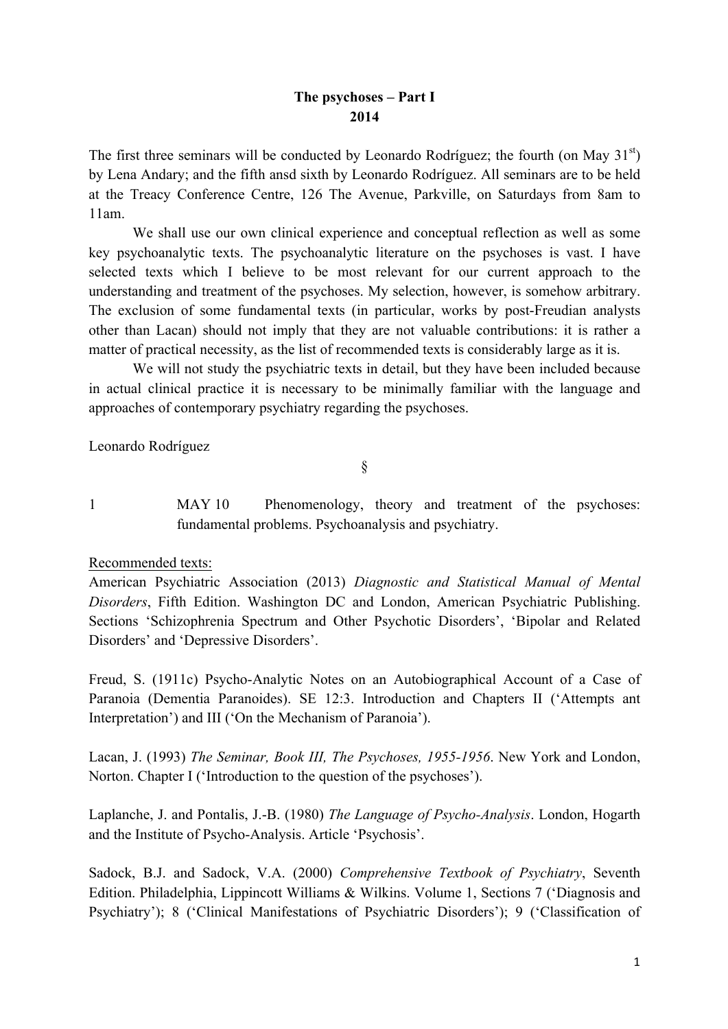**The psychoses – Part I**
**2014**

The first three seminars will be conducted by Leonardo Rodríguez; the fourth (on May 31st) by Lena Andary; and the fifth ansd sixth by Leonardo Rodríguez. All seminars are to be held at the Treacy Conference Centre, 126 The Avenue, Parkville, on Saturdays from 8am to 11am.

We shall use our own clinical experience and conceptual reflection as well as some key psychoanalytic texts. The psychoanalytic literature on the psychoses is vast. I have selected texts which I believe to be most relevant for our current approach to the understanding and treatment of the psychoses. My selection, however, is somehow arbitrary. The exclusion of some fundamental texts (in particular, works by post-Freudian analysts other than Lacan) should not imply that they are not valuable contributions: it is rather a matter of practical necessity, as the list of recommended texts is considerably large as it is.

We will not study the psychiatric texts in detail, but they have been included because in actual clinical practice it is necessary to be minimally familiar with the language and approaches of contemporary psychiatry regarding the psychoses.

Leonardo Rodríguez

§

1 MAY 10 Phenomenology, theory and treatment of the psychoses: fundamental problems. Psychoanalysis and psychiatry.

Recommended texts:

American Psychiatric Association (2013) *Diagnostic and Statistical Manual of Mental Disorders*, Fifth Edition. Washington DC and London, American Psychiatric Publishing. Sections 'Schizophrenia Spectrum and Other Psychotic Disorders', 'Bipolar and Related Disorders' and 'Depressive Disorders'.

Freud, S. (1911c) Psycho-Analytic Notes on an Autobiographical Account of a Case of Paranoia (Dementia Paranoides). SE 12:3. Introduction and Chapters II ('Attempts ant Interpretation') and III ('On the Mechanism of Paranoia').

Lacan, J. (1993) *The Seminar, Book III, The Psychoses, 1955-1956*. New York and London, Norton. Chapter I ('Introduction to the question of the psychoses').

Laplanche, J. and Pontalis, J.-B. (1980) *The Language of Psycho-Analysis*. London, Hogarth and the Institute of Psycho-Analysis. Article 'Psychosis'.

Sadock, B.J. and Sadock, V.A. (2000) *Comprehensive Textbook of Psychiatry*, Seventh Edition. Philadelphia, Lippincott Williams & Wilkins. Volume 1, Sections 7 ('Diagnosis and Psychiatry'); 8 ('Clinical Manifestations of Psychiatric Disorders'); 9 ('Classification of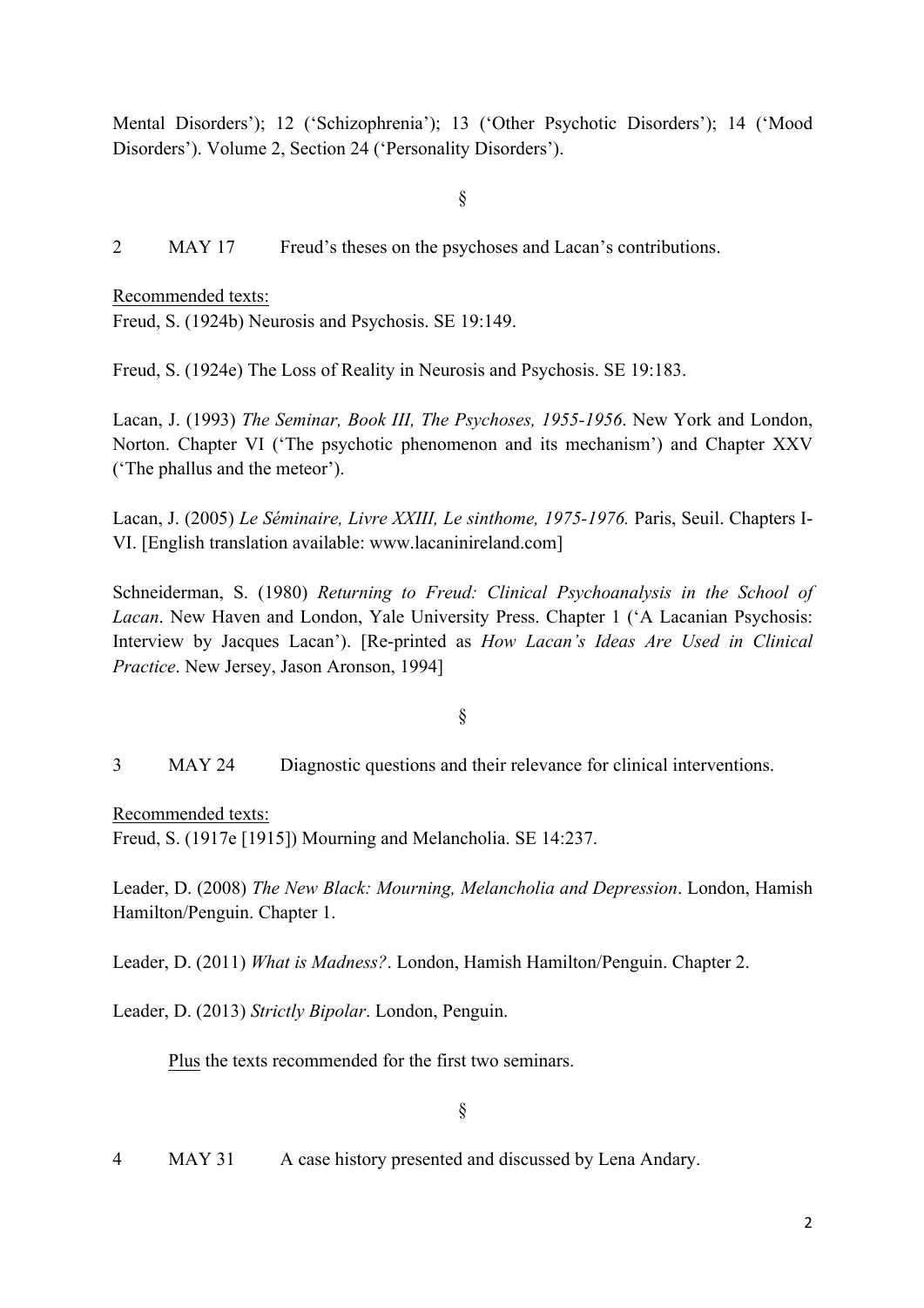Mental Disorders'); 12 ('Schizophrenia'); 13 ('Other Psychotic Disorders'); 14 ('Mood Disorders'). Volume 2, Section 24 ('Personality Disorders').

§

2 MAY 17 Freud's theses on the psychoses and Lacan's contributions.

<u>Recommended texts:</u>
Freud, S. (1924b) Neurosis and Psychosis. SE 19:149.

Freud, S. (1924e) The Loss of Reality in Neurosis and Psychosis. SE 19:183.

Lacan, J. (1993) *The Seminar, Book III, The Psychoses, 1955-1956*. New York and London, Norton. Chapter VI ('The psychotic phenomenon and its mechanism') and Chapter XXV ('The phallus and the meteor').

Lacan, J. (2005) *Le Séminaire, Livre XXIII, Le sinthome, 1975-1976.* Paris, Seuil. Chapters I-VI. [English translation available: www.lacaninireland.com]

Schneiderman, S. (1980) *Returning to Freud: Clinical Psychoanalysis in the School of Lacan*. New Haven and London, Yale University Press. Chapter 1 ('A Lacanian Psychosis: Interview by Jacques Lacan'). [Re-printed as *How Lacan's Ideas Are Used in Clinical Practice*. New Jersey, Jason Aronson, 1994]

§

3 MAY 24 Diagnostic questions and their relevance for clinical interventions.

<u>Recommended texts:</u>
Freud, S. (1917e [1915]) Mourning and Melancholia. SE 14:237.

Leader, D. (2008) *The New Black: Mourning, Melancholia and Depression*. London, Hamish Hamilton/Penguin. Chapter 1.

Leader, D. (2011) *What is Madness?*. London, Hamish Hamilton/Penguin. Chapter 2.

Leader, D. (2013) *Strictly Bipolar*. London, Penguin.

<u>Plus</u> the texts recommended for the first two seminars.

§

4 MAY 31 A case history presented and discussed by Lena Andary.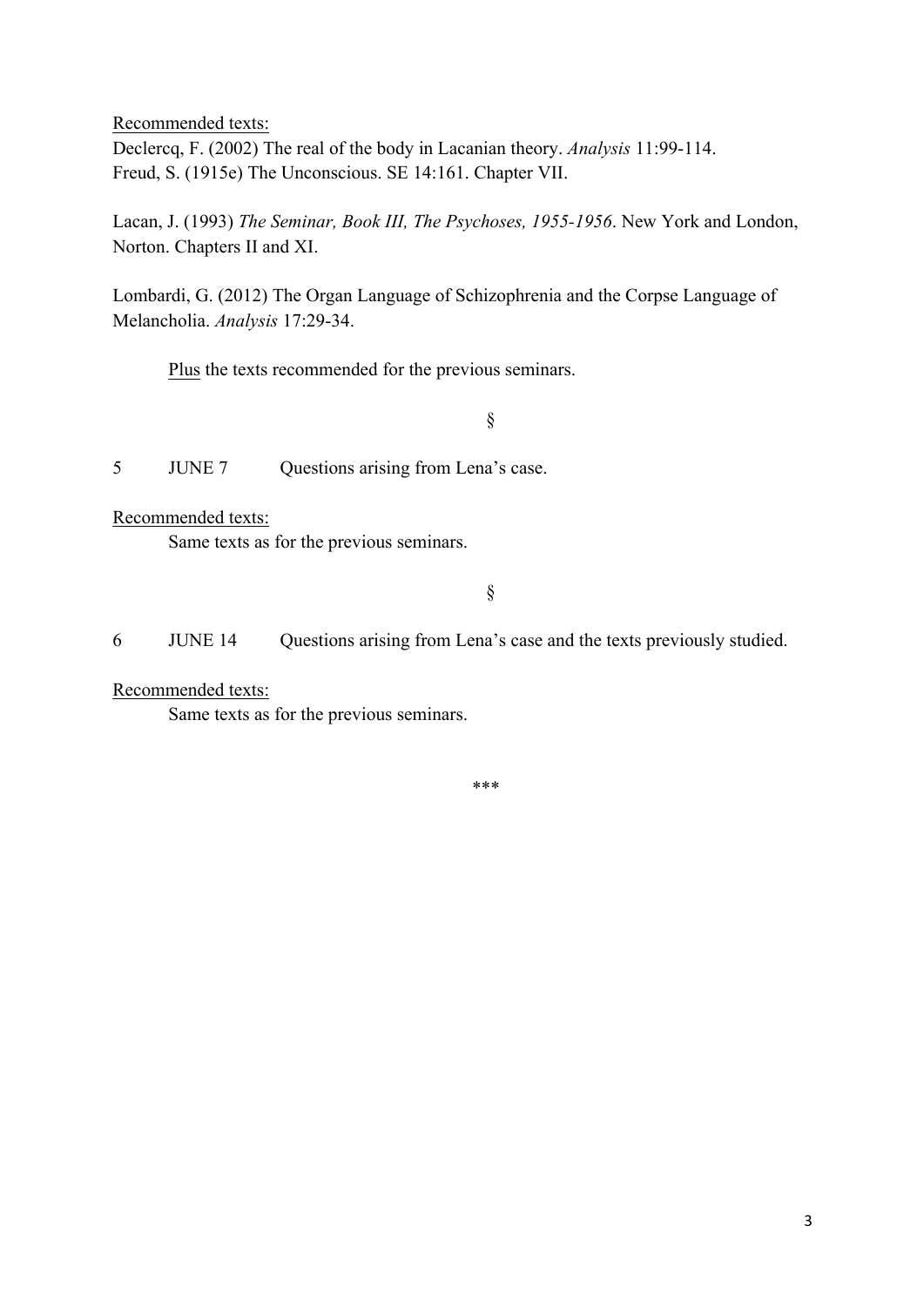Recommended texts:

Declercq, F. (2002) The real of the body in Lacanian theory. *Analysis* 11:99-114.
Freud, S. (1915e) The Unconscious. SE 14:161. Chapter VII.

Lacan, J. (1993) *The Seminar, Book III, The Psychoses, 1955-1956*. New York and London, Norton. Chapters II and XI.

Lombardi, G. (2012) The Organ Language of Schizophrenia and the Corpse Language of Melancholia. *Analysis* 17:29-34.

Plus the texts recommended for the previous seminars.

§

5 JUNE 7 Questions arising from Lena's case.

Recommended texts:

Same texts as for the previous seminars.

§

6 JUNE 14 Questions arising from Lena's case and the texts previously studied.

Recommended texts:

Same texts as for the previous seminars.

***